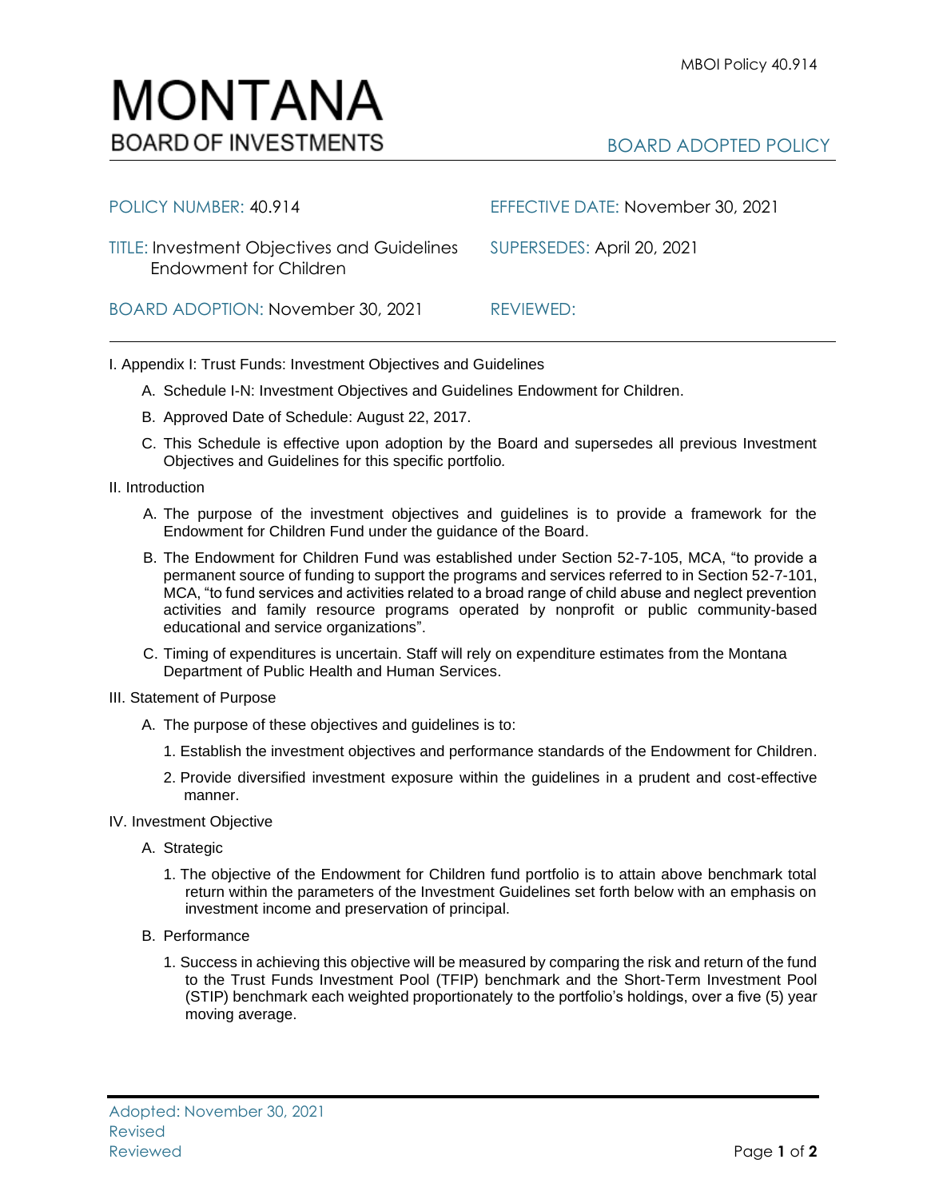# MONTANA
BOARD OF INVESTMENTS

BOARD ADOPTED POLICY

| | |
|---|---|
| POLICY NUMBER: 40.914 | EFFECTIVE DATE: November 30, 2021 |
| TITLE: Investment Objectives and Guidelines Endowment for Children | SUPERSEDES: April 20, 2021 |
| BOARD ADOPTION: November 30, 2021 | REVIEWED: |

I. Appendix I: Trust Funds: Investment Objectives and Guidelines

A. Schedule I-N: Investment Objectives and Guidelines Endowment for Children.

B. Approved Date of Schedule: August 22, 2017.

C. This Schedule is effective upon adoption by the Board and supersedes all previous Investment Objectives and Guidelines for this specific portfolio.

II. Introduction

A. The purpose of the investment objectives and guidelines is to provide a framework for the Endowment for Children Fund under the guidance of the Board.

B. The Endowment for Children Fund was established under Section 52-7-105, MCA, "to provide a permanent source of funding to support the programs and services referred to in Section 52-7-101, MCA, "to fund services and activities related to a broad range of child abuse and neglect prevention activities and family resource programs operated by nonprofit or public community-based educational and service organizations".

C. Timing of expenditures is uncertain. Staff will rely on expenditure estimates from the Montana Department of Public Health and Human Services.

III. Statement of Purpose

A. The purpose of these objectives and guidelines is to:

1. Establish the investment objectives and performance standards of the Endowment for Children.

2. Provide diversified investment exposure within the guidelines in a prudent and cost-effective manner.

IV. Investment Objective

A. Strategic

1. The objective of the Endowment for Children fund portfolio is to attain above benchmark total return within the parameters of the Investment Guidelines set forth below with an emphasis on investment income and preservation of principal.

B. Performance

1. Success in achieving this objective will be measured by comparing the risk and return of the fund to the Trust Funds Investment Pool (TFIP) benchmark and the Short-Term Investment Pool (STIP) benchmark each weighted proportionately to the portfolio's holdings, over a five (5) year moving average.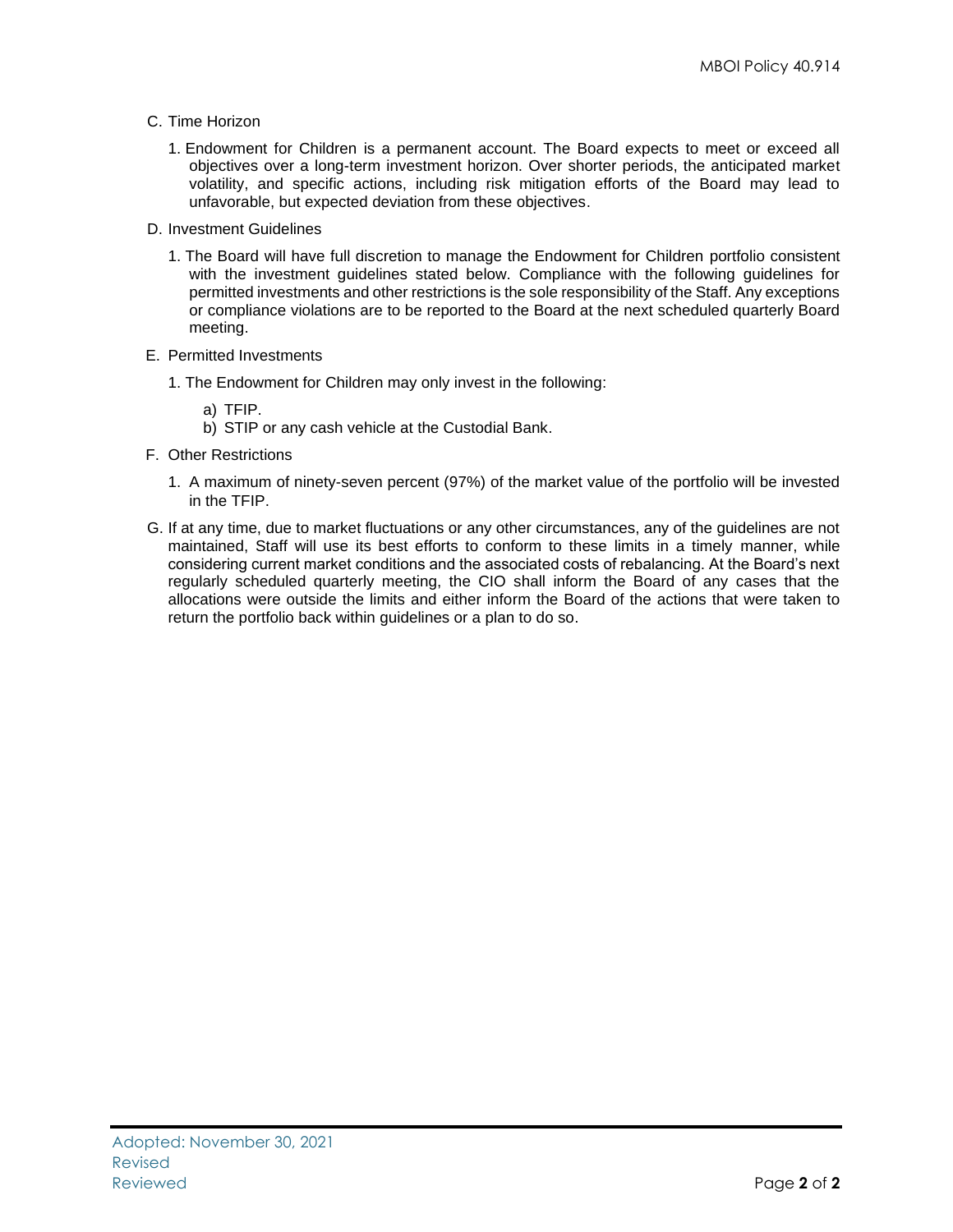C. Time Horizon

1. Endowment for Children is a permanent account. The Board expects to meet or exceed all objectives over a long-term investment horizon. Over shorter periods, the anticipated market volatility, and specific actions, including risk mitigation efforts of the Board may lead to unfavorable, but expected deviation from these objectives.

D. Investment Guidelines

1. The Board will have full discretion to manage the Endowment for Children portfolio consistent with the investment guidelines stated below. Compliance with the following guidelines for permitted investments and other restrictions is the sole responsibility of the Staff. Any exceptions or compliance violations are to be reported to the Board at the next scheduled quarterly Board meeting.

E. Permitted Investments

1. The Endowment for Children may only invest in the following:

   a) TFIP.
   b) STIP or any cash vehicle at the Custodial Bank.

F. Other Restrictions

1. A maximum of ninety-seven percent (97%) of the market value of the portfolio will be invested in the TFIP.

G. If at any time, due to market fluctuations or any other circumstances, any of the guidelines are not maintained, Staff will use its best efforts to conform to these limits in a timely manner, while considering current market conditions and the associated costs of rebalancing. At the Board's next regularly scheduled quarterly meeting, the CIO shall inform the Board of any cases that the allocations were outside the limits and either inform the Board of the actions that were taken to return the portfolio back within guidelines or a plan to do so.

Adopted: November 30, 2021
Revised
Reviewed